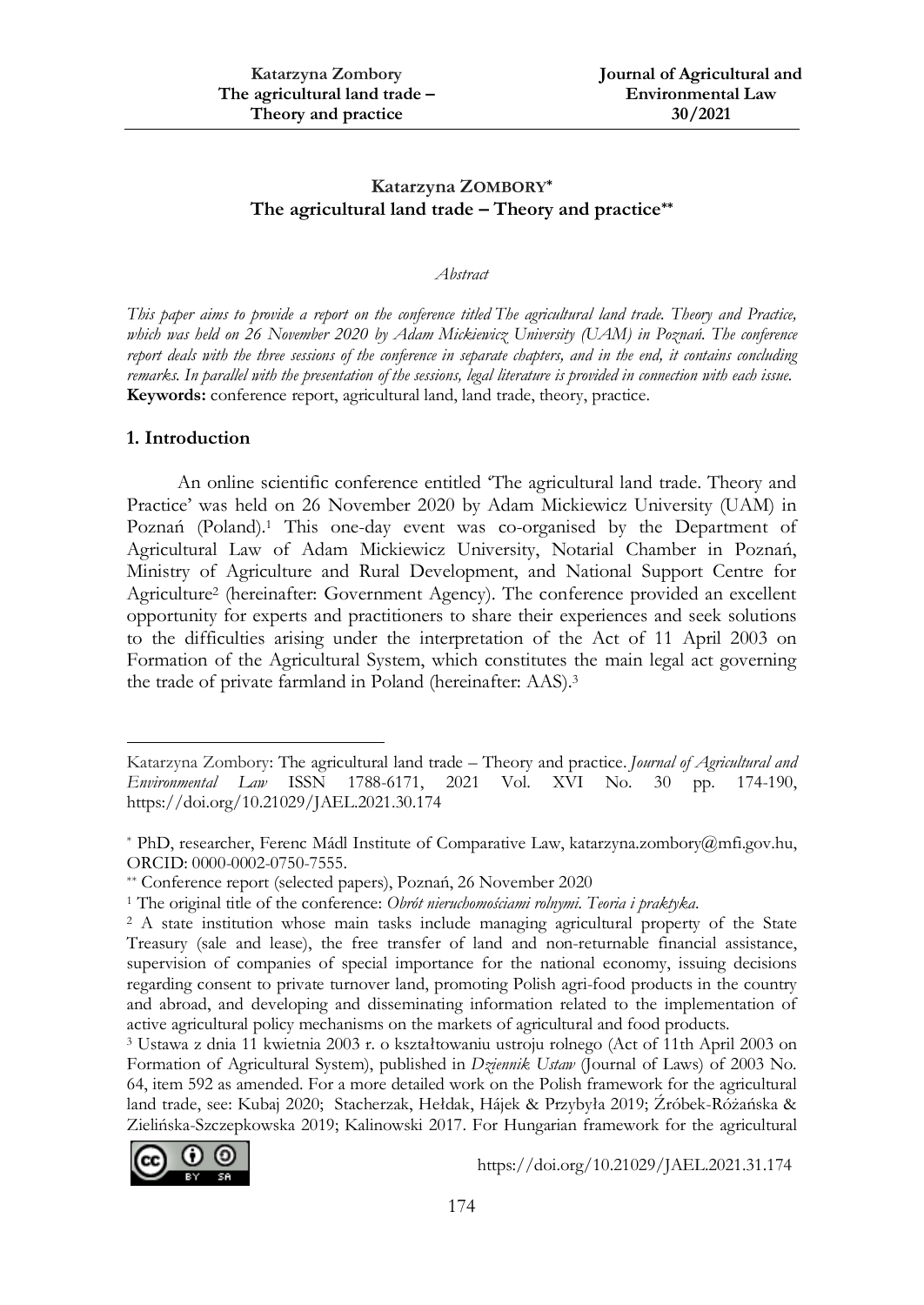# Katarzyna ZOMBORY[*]
## The agricultural land trade – Theory and practice[**]

*Abstract*

*This paper aims to provide a report on the conference titled The agricultural land trade. Theory and Practice, which was held on 26 November 2020 by Adam Mickiewicz University (UAM) in Poznań. The conference report deals with the three sessions of the conference in separate chapters, and in the end, it contains concluding remarks. In parallel with the presentation of the sessions, legal literature is provided in connection with each issue.*
**Keywords:** conference report, agricultural land, land trade, theory, practice.

## 1. Introduction

An online scientific conference entitled 'The agricultural land trade. Theory and Practice' was held on 26 November 2020 by Adam Mickiewicz University (UAM) in Poznań (Poland).[1] This one-day event was co-organised by the Department of Agricultural Law of Adam Mickiewicz University, Notarial Chamber in Poznań, Ministry of Agriculture and Rural Development, and National Support Centre for Agriculture[2] (hereinafter: Government Agency). The conference provided an excellent opportunity for experts and practitioners to share their experiences and seek solutions to the difficulties arising under the interpretation of the Act of 11 April 2003 on Formation of the Agricultural System, which constitutes the main legal act governing the trade of private farmland in Poland (hereinafter: AAS).[3]

---

Katarzyna Zombory: The agricultural land trade – Theory and practice. *Journal of Agricultural and Environmental Law* ISSN 1788-6171, 2021 Vol. XVI No. 30 pp. 174-190, https://doi.org/10.21029/JAEL.2021.30.174

[*] PhD, researcher, Ferenc Mádl Institute of Comparative Law, katarzyna.zombory@mfi.gov.hu, ORCID: 0000-0002-0750-7555.

[**] Conference report (selected papers), Poznań, 26 November 2020

[1] The original title of the conference: *Obrót nieruchomościami rolnymi. Teoria i praktyka*.

[2] A state institution whose main tasks include managing agricultural property of the State Treasury (sale and lease), the free transfer of land and non-returnable financial assistance, supervision of companies of special importance for the national economy, issuing decisions regarding consent to private turnover land, promoting Polish agri-food products in the country and abroad, and developing and disseminating information related to the implementation of active agricultural policy mechanisms on the markets of agricultural and food products.

[3] Ustawa z dnia 11 kwietnia 2003 r. o kształtowaniu ustroju rolnego (Act of 11th April 2003 on Formation of Agricultural System), published in *Dziennik Ustaw* (Journal of Laws) of 2003 No. 64, item 592 as amended. For a more detailed work on the Polish framework for the agricultural land trade, see: Kubaj 2020; Stacherzak, Hełdak, Hájek & Przybyła 2019; Źróbek-Różańska & Zielińska-Szczepkowska 2019; Kalinowski 2017. For Hungarian framework for the agricultural

https://doi.org/10.21029/JAEL.2021.31.174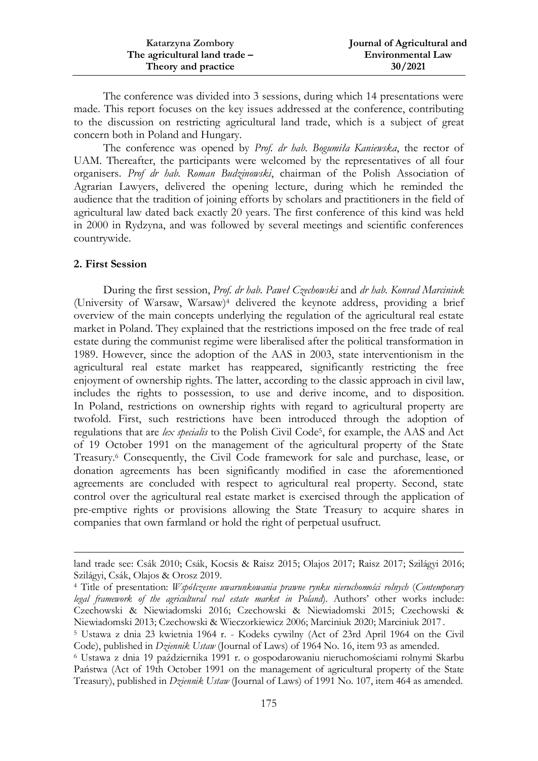The conference was divided into 3 sessions, during which 14 presentations were made. This report focuses on the key issues addressed at the conference, contributing to the discussion on restricting agricultural land trade, which is a subject of great concern both in Poland and Hungary.

The conference was opened by *Prof. dr hab. Bogumiła Kaniewska*, the rector of UAM. Thereafter, the participants were welcomed by the representatives of all four organisers. *Prof dr hab. Roman Budzinowski*, chairman of the Polish Association of Agrarian Lawyers, delivered the opening lecture, during which he reminded the audience that the tradition of joining efforts by scholars and practitioners in the field of agricultural law dated back exactly 20 years. The first conference of this kind was held in 2000 in Rydzyna, and was followed by several meetings and scientific conferences countrywide.

## 2. First Session

During the first session, *Prof. dr hab. Paweł Czechowski* and *dr hab. Konrad Marciniuk* (University of Warsaw, Warsaw)[4] delivered the keynote address, providing a brief overview of the main concepts underlying the regulation of the agricultural real estate market in Poland. They explained that the restrictions imposed on the free trade of real estate during the communist regime were liberalised after the political transformation in 1989. However, since the adoption of the AAS in 2003, state interventionism in the agricultural real estate market has reappeared, significantly restricting the free enjoyment of ownership rights. The latter, according to the classic approach in civil law, includes the rights to possession, to use and derive income, and to disposition. In Poland, restrictions on ownership rights with regard to agricultural property are twofold. First, such restrictions have been introduced through the adoption of regulations that are *lex specialis* to the Polish Civil Code[5], for example, the AAS and Act of 19 October 1991 on the management of the agricultural property of the State Treasury.[6] Consequently, the Civil Code framework for sale and purchase, lease, or donation agreements has been significantly modified in case the aforementioned agreements are concluded with respect to agricultural real property. Second, state control over the agricultural real estate market is exercised through the application of pre-emptive rights or provisions allowing the State Treasury to acquire shares in companies that own farmland or hold the right of perpetual usufruct.

---

land trade see: Csák 2010; Csák, Kocsis & Raisz 2015; Olajos 2017; Raisz 2017; Szilágyi 2016; Szilágyi, Csák, Olajos & Orosz 2019.

[4] Title of presentation: *Współczesne uwarunkowania prawne rynku nieruchomości rolnych* (*Contemporary legal framework of the agricultural real estate market in Poland*). Authors' other works include: Czechowski & Niewiadomski 2016; Czechowski & Niewiadomski 2015; Czechowski & Niewiadomski 2013; Czechowski & Wieczorkiewicz 2006; Marciniuk 2020; Marciniuk 2017.

[5] Ustawa z dnia 23 kwietnia 1964 r. - Kodeks cywilny (Act of 23rd April 1964 on the Civil Code), published in *Dziennik Ustaw* (Journal of Laws) of 1964 No. 16, item 93 as amended.

[6] Ustawa z dnia 19 października 1991 r. o gospodarowaniu nieruchomościami rolnymi Skarbu Państwa (Act of 19th October 1991 on the management of agricultural property of the State Treasury), published in *Dziennik Ustaw* (Journal of Laws) of 1991 No. 107, item 464 as amended.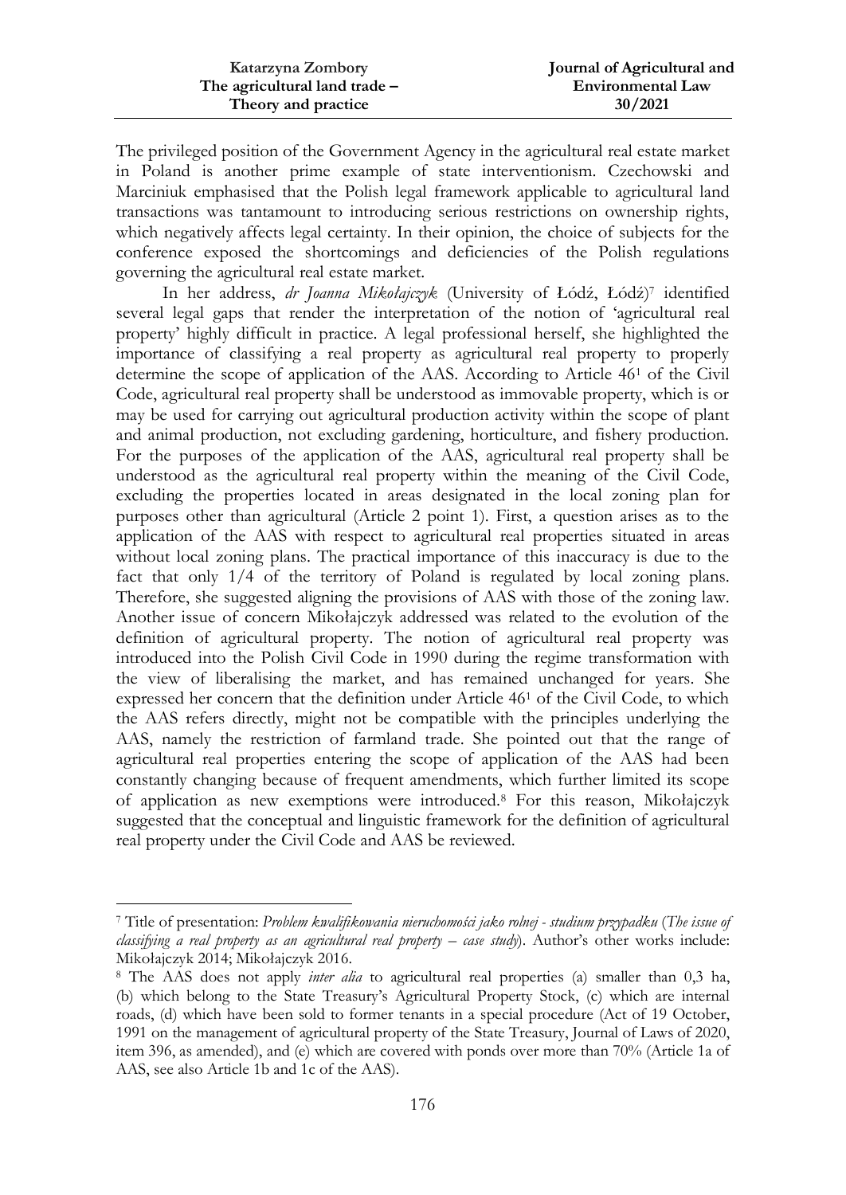The privileged position of the Government Agency in the agricultural real estate market in Poland is another prime example of state interventionism. Czechowski and Marciniuk emphasised that the Polish legal framework applicable to agricultural land transactions was tantamount to introducing serious restrictions on ownership rights, which negatively affects legal certainty. In their opinion, the choice of subjects for the conference exposed the shortcomings and deficiencies of the Polish regulations governing the agricultural real estate market.

In her address, *dr Joanna Mikołajczyk* (University of Łódź, Łódź)[7] identified several legal gaps that render the interpretation of the notion of 'agricultural real property' highly difficult in practice. A legal professional herself, she highlighted the importance of classifying a real property as agricultural real property to properly determine the scope of application of the AAS. According to Article 46[1] of the Civil Code, agricultural real property shall be understood as immovable property, which is or may be used for carrying out agricultural production activity within the scope of plant and animal production, not excluding gardening, horticulture, and fishery production. For the purposes of the application of the AAS, agricultural real property shall be understood as the agricultural real property within the meaning of the Civil Code, excluding the properties located in areas designated in the local zoning plan for purposes other than agricultural (Article 2 point 1). First, a question arises as to the application of the AAS with respect to agricultural real properties situated in areas without local zoning plans. The practical importance of this inaccuracy is due to the fact that only 1/4 of the territory of Poland is regulated by local zoning plans. Therefore, she suggested aligning the provisions of AAS with those of the zoning law. Another issue of concern Mikołajczyk addressed was related to the evolution of the definition of agricultural property. The notion of agricultural real property was introduced into the Polish Civil Code in 1990 during the regime transformation with the view of liberalising the market, and has remained unchanged for years. She expressed her concern that the definition under Article 46[1] of the Civil Code, to which the AAS refers directly, might not be compatible with the principles underlying the AAS, namely the restriction of farmland trade. She pointed out that the range of agricultural real properties entering the scope of application of the AAS had been constantly changing because of frequent amendments, which further limited its scope of application as new exemptions were introduced.[8] For this reason, Mikołajczyk suggested that the conceptual and linguistic framework for the definition of agricultural real property under the Civil Code and AAS be reviewed.

---

[7] Title of presentation: *Problem kwalifikowania nieruchomości jako rolnej - studium przypadku* (*The issue of classifying a real property as an agricultural real property – case study*). Author's other works include: Mikołajczyk 2014; Mikołajczyk 2016.

[8] The AAS does not apply *inter alia* to agricultural real properties (a) smaller than 0,3 ha, (b) which belong to the State Treasury's Agricultural Property Stock, (c) which are internal roads, (d) which have been sold to former tenants in a special procedure (Act of 19 October, 1991 on the management of agricultural property of the State Treasury, Journal of Laws of 2020, item 396, as amended), and (e) which are covered with ponds over more than 70% (Article 1a of AAS, see also Article 1b and 1c of the AAS).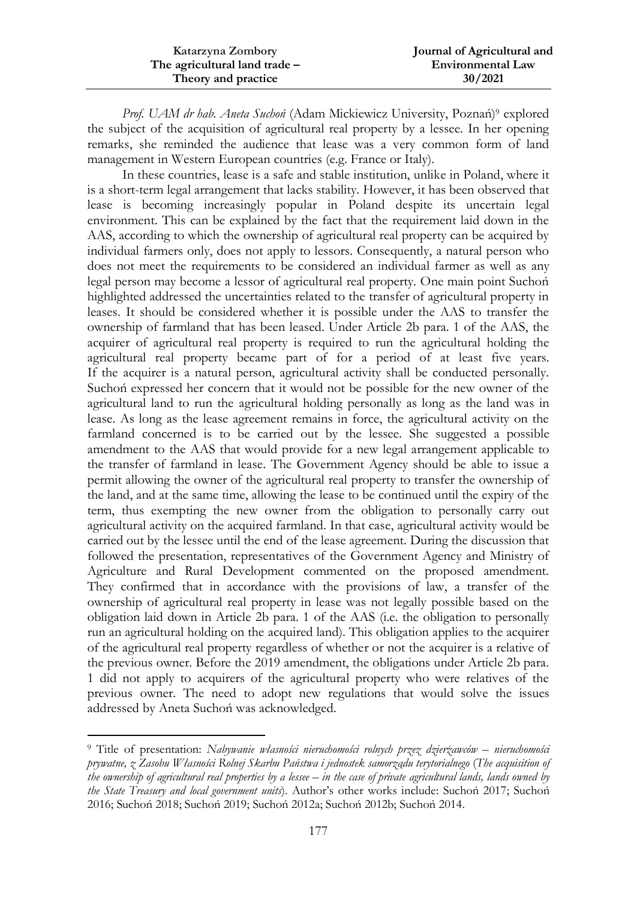*Prof. UAM dr hab. Aneta Suchoń* (Adam Mickiewicz University, Poznań)[9] explored the subject of the acquisition of agricultural real property by a lessee. In her opening remarks, she reminded the audience that lease was a very common form of land management in Western European countries (e.g. France or Italy).

In these countries, lease is a safe and stable institution, unlike in Poland, where it is a short-term legal arrangement that lacks stability. However, it has been observed that lease is becoming increasingly popular in Poland despite its uncertain legal environment. This can be explained by the fact that the requirement laid down in the AAS, according to which the ownership of agricultural real property can be acquired by individual farmers only, does not apply to lessors. Consequently, a natural person who does not meet the requirements to be considered an individual farmer as well as any legal person may become a lessor of agricultural real property. One main point Suchoń highlighted addressed the uncertainties related to the transfer of agricultural property in leases. It should be considered whether it is possible under the AAS to transfer the ownership of farmland that has been leased. Under Article 2b para. 1 of the AAS, the acquirer of agricultural real property is required to run the agricultural holding the agricultural real property became part of for a period of at least five years. If the acquirer is a natural person, agricultural activity shall be conducted personally. Suchoń expressed her concern that it would not be possible for the new owner of the agricultural land to run the agricultural holding personally as long as the land was in lease. As long as the lease agreement remains in force, the agricultural activity on the farmland concerned is to be carried out by the lessee. She suggested a possible amendment to the AAS that would provide for a new legal arrangement applicable to the transfer of farmland in lease. The Government Agency should be able to issue a permit allowing the owner of the agricultural real property to transfer the ownership of the land, and at the same time, allowing the lease to be continued until the expiry of the term, thus exempting the new owner from the obligation to personally carry out agricultural activity on the acquired farmland. In that case, agricultural activity would be carried out by the lessee until the end of the lease agreement. During the discussion that followed the presentation, representatives of the Government Agency and Ministry of Agriculture and Rural Development commented on the proposed amendment. They confirmed that in accordance with the provisions of law, a transfer of the ownership of agricultural real property in lease was not legally possible based on the obligation laid down in Article 2b para. 1 of the AAS (i.e. the obligation to personally run an agricultural holding on the acquired land). This obligation applies to the acquirer of the agricultural real property regardless of whether or not the acquirer is a relative of the previous owner. Before the 2019 amendment, the obligations under Article 2b para. 1 did not apply to acquirers of the agricultural property who were relatives of the previous owner. The need to adopt new regulations that would solve the issues addressed by Aneta Suchoń was acknowledged.

---

[9] Title of presentation: *Nabywanie własności nieruchomości rolnych przez dzierżawców – nieruchomości prywatne, z Zasobu Własności Rolnej Skarbu Państwa i jednostek samorządu terytorialnego* (*The acquisition of the ownership of agricultural real properties by a lessee – in the case of private agricultural lands, lands owned by the State Treasury and local government units*). Author's other works include: Suchoń 2017; Suchoń 2016; Suchoń 2018; Suchoń 2019; Suchoń 2012a; Suchoń 2012b; Suchoń 2014.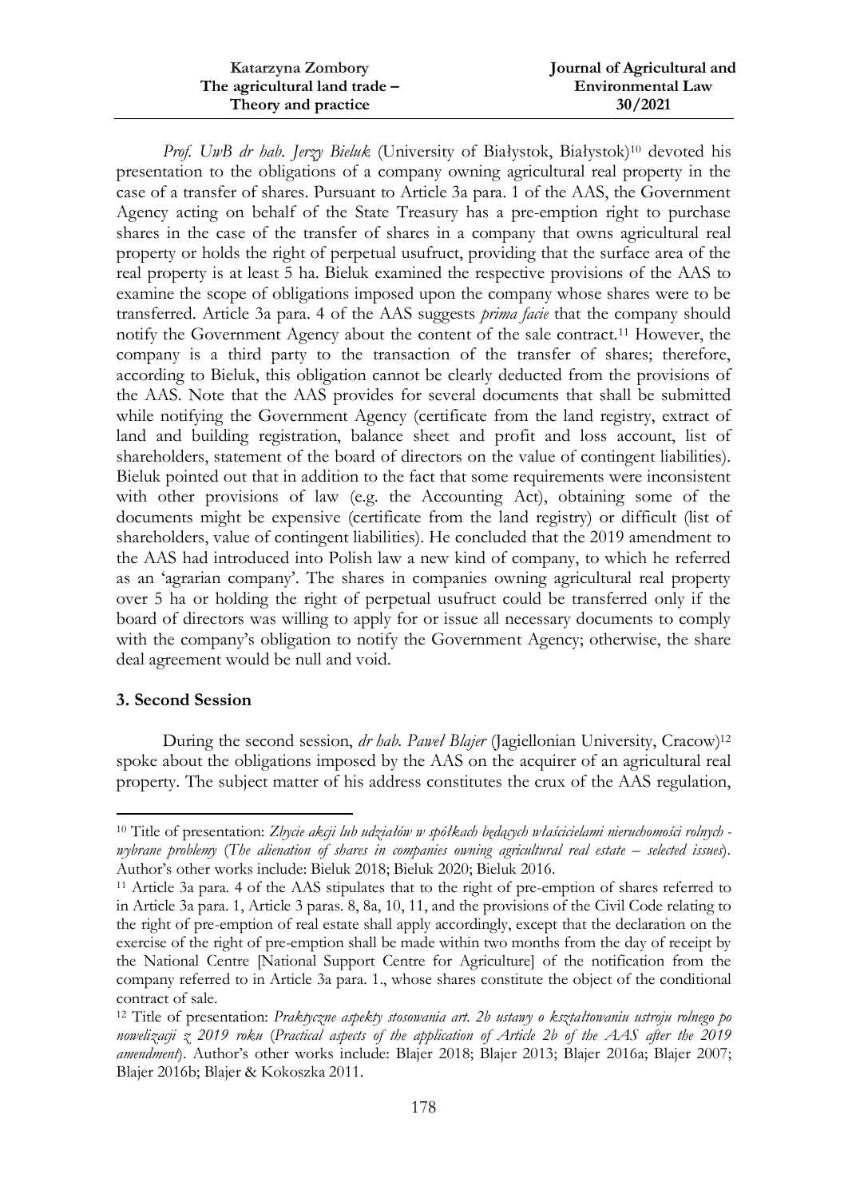*Prof. UwB dr hab. Jerzy Bieluk* (University of Białystok, Białystok)[10] devoted his presentation to the obligations of a company owning agricultural real property in the case of a transfer of shares. Pursuant to Article 3a para. 1 of the AAS, the Government Agency acting on behalf of the State Treasury has a pre-emption right to purchase shares in the case of the transfer of shares in a company that owns agricultural real property or holds the right of perpetual usufruct, providing that the surface area of the real property is at least 5 ha. Bieluk examined the respective provisions of the AAS to examine the scope of obligations imposed upon the company whose shares were to be transferred. Article 3a para. 4 of the AAS suggests *prima facie* that the company should notify the Government Agency about the content of the sale contract.[11] However, the company is a third party to the transaction of the transfer of shares; therefore, according to Bieluk, this obligation cannot be clearly deducted from the provisions of the AAS. Note that the AAS provides for several documents that shall be submitted while notifying the Government Agency (certificate from the land registry, extract of land and building registration, balance sheet and profit and loss account, list of shareholders, statement of the board of directors on the value of contingent liabilities). Bieluk pointed out that in addition to the fact that some requirements were inconsistent with other provisions of law (e.g. the Accounting Act), obtaining some of the documents might be expensive (certificate from the land registry) or difficult (list of shareholders, value of contingent liabilities). He concluded that the 2019 amendment to the AAS had introduced into Polish law a new kind of company, to which he referred as an 'agrarian company'. The shares in companies owning agricultural real property over 5 ha or holding the right of perpetual usufruct could be transferred only if the board of directors was willing to apply for or issue all necessary documents to comply with the company's obligation to notify the Government Agency; otherwise, the share deal agreement would be null and void.

## 3. Second Session

During the second session, *dr hab. Paweł Blajer* (Jagiellonian University, Cracow)[12] spoke about the obligations imposed by the AAS on the acquirer of an agricultural real property. The subject matter of his address constitutes the crux of the AAS regulation,

---

[10] Title of presentation: *Zbycie akcji lub udziałów w spółkach będących właścicielami nieruchomości rolnych - wybrane problemy* (*The alienation of shares in companies owning agricultural real estate – selected issues*). Author's other works include: Bieluk 2018; Bieluk 2020; Bieluk 2016.

[11] Article 3a para. 4 of the AAS stipulates that to the right of pre-emption of shares referred to in Article 3a para. 1, Article 3 paras. 8, 8a, 10, 11, and the provisions of the Civil Code relating to the right of pre-emption of real estate shall apply accordingly, except that the declaration on the exercise of the right of pre-emption shall be made within two months from the day of receipt by the National Centre [National Support Centre for Agriculture] of the notification from the company referred to in Article 3a para. 1., whose shares constitute the object of the conditional contract of sale.

[12] Title of presentation: *Praktyczne aspekty stosowania art. 2b ustawy o kształtowaniu ustroju rolnego po nowelizacji z 2019 roku* (*Practical aspects of the application of Article 2b of the AAS after the 2019 amendment*). Author's other works include: Blajer 2018; Blajer 2013; Blajer 2016a; Blajer 2007; Blajer 2016b; Blajer & Kokoszka 2011.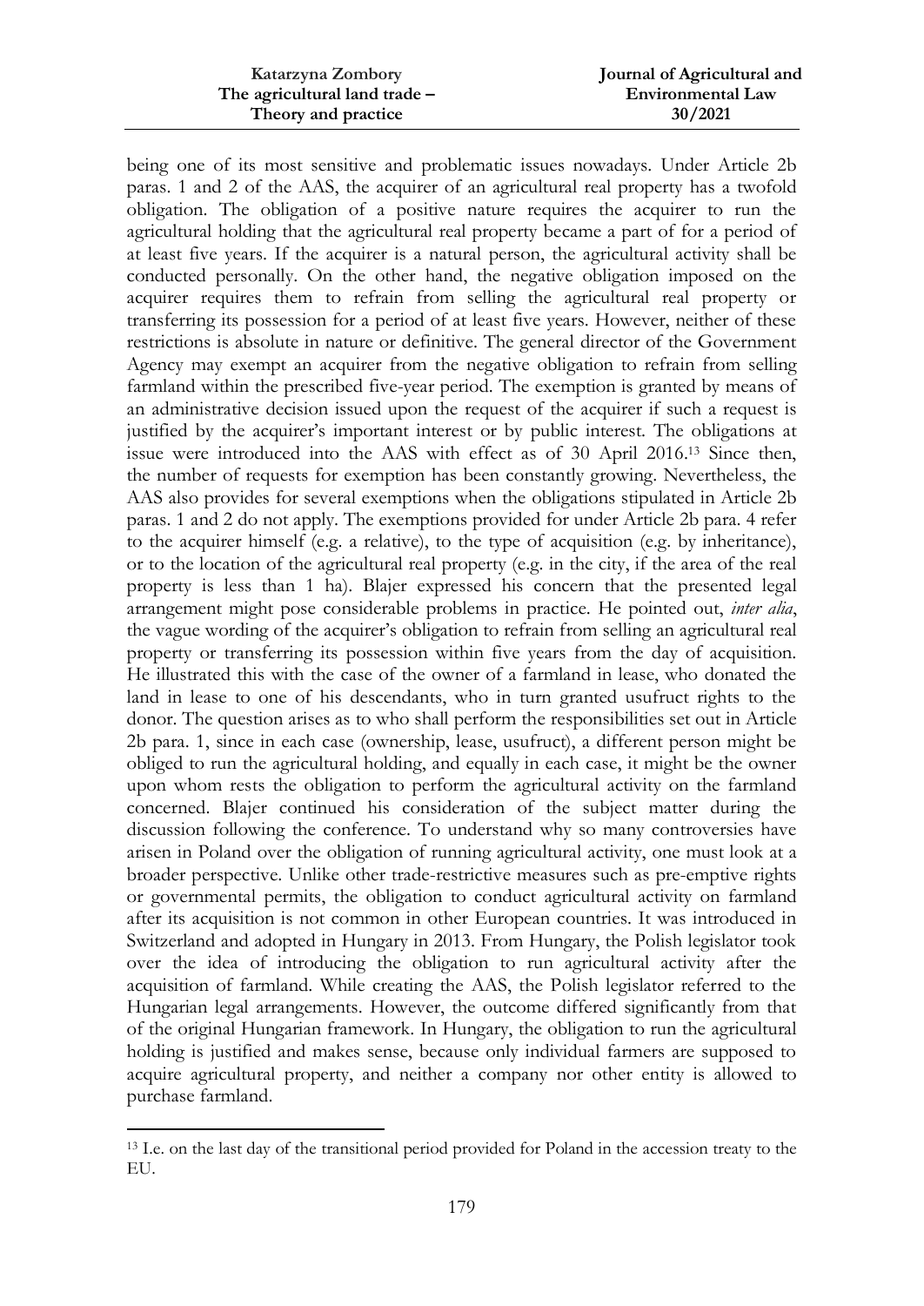being one of its most sensitive and problematic issues nowadays. Under Article 2b paras. 1 and 2 of the AAS, the acquirer of an agricultural real property has a twofold obligation. The obligation of a positive nature requires the acquirer to run the agricultural holding that the agricultural real property became a part of for a period of at least five years. If the acquirer is a natural person, the agricultural activity shall be conducted personally. On the other hand, the negative obligation imposed on the acquirer requires them to refrain from selling the agricultural real property or transferring its possession for a period of at least five years. However, neither of these restrictions is absolute in nature or definitive. The general director of the Government Agency may exempt an acquirer from the negative obligation to refrain from selling farmland within the prescribed five-year period. The exemption is granted by means of an administrative decision issued upon the request of the acquirer if such a request is justified by the acquirer's important interest or by public interest. The obligations at issue were introduced into the AAS with effect as of 30 April 2016.[13] Since then, the number of requests for exemption has been constantly growing. Nevertheless, the AAS also provides for several exemptions when the obligations stipulated in Article 2b paras. 1 and 2 do not apply. The exemptions provided for under Article 2b para. 4 refer to the acquirer himself (e.g. a relative), to the type of acquisition (e.g. by inheritance), or to the location of the agricultural real property (e.g. in the city, if the area of the real property is less than 1 ha). Blajer expressed his concern that the presented legal arrangement might pose considerable problems in practice. He pointed out, *inter alia*, the vague wording of the acquirer's obligation to refrain from selling an agricultural real property or transferring its possession within five years from the day of acquisition. He illustrated this with the case of the owner of a farmland in lease, who donated the land in lease to one of his descendants, who in turn granted usufruct rights to the donor. The question arises as to who shall perform the responsibilities set out in Article 2b para. 1, since in each case (ownership, lease, usufruct), a different person might be obliged to run the agricultural holding, and equally in each case, it might be the owner upon whom rests the obligation to perform the agricultural activity on the farmland concerned. Blajer continued his consideration of the subject matter during the discussion following the conference. To understand why so many controversies have arisen in Poland over the obligation of running agricultural activity, one must look at a broader perspective. Unlike other trade-restrictive measures such as pre-emptive rights or governmental permits, the obligation to conduct agricultural activity on farmland after its acquisition is not common in other European countries. It was introduced in Switzerland and adopted in Hungary in 2013. From Hungary, the Polish legislator took over the idea of introducing the obligation to run agricultural activity after the acquisition of farmland. While creating the AAS, the Polish legislator referred to the Hungarian legal arrangements. However, the outcome differed significantly from that of the original Hungarian framework. In Hungary, the obligation to run the agricultural holding is justified and makes sense, because only individual farmers are supposed to acquire agricultural property, and neither a company nor other entity is allowed to purchase farmland.

[13] I.e. on the last day of the transitional period provided for Poland in the accession treaty to the EU.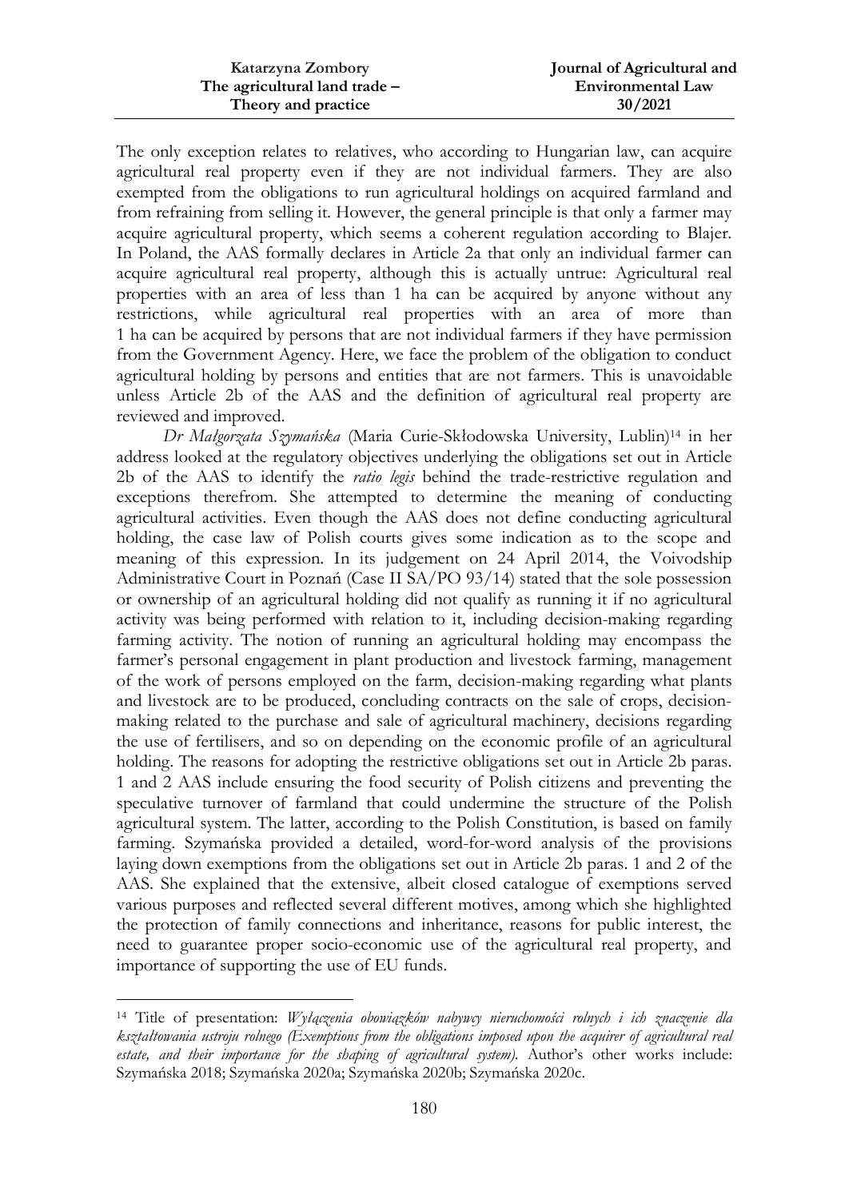The only exception relates to relatives, who according to Hungarian law, can acquire agricultural real property even if they are not individual farmers. They are also exempted from the obligations to run agricultural holdings on acquired farmland and from refraining from selling it. However, the general principle is that only a farmer may acquire agricultural property, which seems a coherent regulation according to Blajer. In Poland, the AAS formally declares in Article 2a that only an individual farmer can acquire agricultural real property, although this is actually untrue: Agricultural real properties with an area of less than 1 ha can be acquired by anyone without any restrictions, while agricultural real properties with an area of more than 1 ha can be acquired by persons that are not individual farmers if they have permission from the Government Agency. Here, we face the problem of the obligation to conduct agricultural holding by persons and entities that are not farmers. This is unavoidable unless Article 2b of the AAS and the definition of agricultural real property are reviewed and improved.

*Dr Małgorzata Szymańska* (Maria Curie-Skłodowska University, Lublin)[14] in her address looked at the regulatory objectives underlying the obligations set out in Article 2b of the AAS to identify the *ratio legis* behind the trade-restrictive regulation and exceptions therefrom. She attempted to determine the meaning of conducting agricultural activities. Even though the AAS does not define conducting agricultural holding, the case law of Polish courts gives some indication as to the scope and meaning of this expression. In its judgement on 24 April 2014, the Voivodship Administrative Court in Poznań (Case II SA/PO 93/14) stated that the sole possession or ownership of an agricultural holding did not qualify as running it if no agricultural activity was being performed with relation to it, including decision-making regarding farming activity. The notion of running an agricultural holding may encompass the farmer's personal engagement in plant production and livestock farming, management of the work of persons employed on the farm, decision-making regarding what plants and livestock are to be produced, concluding contracts on the sale of crops, decision-making related to the purchase and sale of agricultural machinery, decisions regarding the use of fertilisers, and so on depending on the economic profile of an agricultural holding. The reasons for adopting the restrictive obligations set out in Article 2b paras. 1 and 2 AAS include ensuring the food security of Polish citizens and preventing the speculative turnover of farmland that could undermine the structure of the Polish agricultural system. The latter, according to the Polish Constitution, is based on family farming. Szymańska provided a detailed, word-for-word analysis of the provisions laying down exemptions from the obligations set out in Article 2b paras. 1 and 2 of the AAS. She explained that the extensive, albeit closed catalogue of exemptions served various purposes and reflected several different motives, among which she highlighted the protection of family connections and inheritance, reasons for public interest, the need to guarantee proper socio-economic use of the agricultural real property, and importance of supporting the use of EU funds.

---

[14] Title of presentation: *Wyłączenia obowiązków nabywcy nieruchomości rolnych i ich znaczenie dla kształtowania ustroju rolnego (Exemptions from the obligations imposed upon the acquirer of agricultural real estate, and their importance for the shaping of agricultural system).* Author's other works include: Szymańska 2018; Szymańska 2020a; Szymańska 2020b; Szymańska 2020c.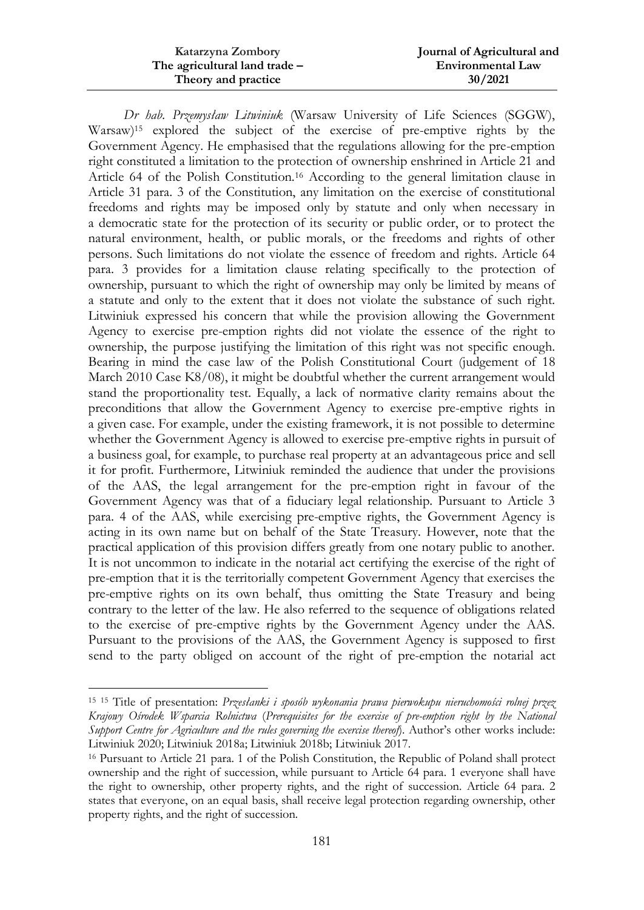*Dr hab. Przemysław Litwiniuk* (Warsaw University of Life Sciences (SGGW), Warsaw)[15] explored the subject of the exercise of pre-emptive rights by the Government Agency. He emphasised that the regulations allowing for the pre-emption right constituted a limitation to the protection of ownership enshrined in Article 21 and Article 64 of the Polish Constitution.[16] According to the general limitation clause in Article 31 para. 3 of the Constitution, any limitation on the exercise of constitutional freedoms and rights may be imposed only by statute and only when necessary in a democratic state for the protection of its security or public order, or to protect the natural environment, health, or public morals, or the freedoms and rights of other persons. Such limitations do not violate the essence of freedom and rights. Article 64 para. 3 provides for a limitation clause relating specifically to the protection of ownership, pursuant to which the right of ownership may only be limited by means of a statute and only to the extent that it does not violate the substance of such right. Litwiniuk expressed his concern that while the provision allowing the Government Agency to exercise pre-emption rights did not violate the essence of the right to ownership, the purpose justifying the limitation of this right was not specific enough. Bearing in mind the case law of the Polish Constitutional Court (judgement of 18 March 2010 Case K8/08), it might be doubtful whether the current arrangement would stand the proportionality test. Equally, a lack of normative clarity remains about the preconditions that allow the Government Agency to exercise pre-emptive rights in a given case. For example, under the existing framework, it is not possible to determine whether the Government Agency is allowed to exercise pre-emptive rights in pursuit of a business goal, for example, to purchase real property at an advantageous price and sell it for profit. Furthermore, Litwiniuk reminded the audience that under the provisions of the AAS, the legal arrangement for the pre-emption right in favour of the Government Agency was that of a fiduciary legal relationship. Pursuant to Article 3 para. 4 of the AAS, while exercising pre-emptive rights, the Government Agency is acting in its own name but on behalf of the State Treasury. However, note that the practical application of this provision differs greatly from one notary public to another. It is not uncommon to indicate in the notarial act certifying the exercise of the right of pre-emption that it is the territorially competent Government Agency that exercises the pre-emptive rights on its own behalf, thus omitting the State Treasury and being contrary to the letter of the law. He also referred to the sequence of obligations related to the exercise of pre-emptive rights by the Government Agency under the AAS. Pursuant to the provisions of the AAS, the Government Agency is supposed to first send to the party obliged on account of the right of pre-emption the notarial act

---

[15] [15] Title of presentation: *Przesłanki i sposób wykonania prawa pierwokupu nieruchomości rolnej przez Krajowy Ośrodek Wsparcia Rolnictwa* (*Prerequisites for the exercise of pre-emption right by the National Support Centre for Agriculture and the rules governing the exercise thereof*). Author's other works include: Litwiniuk 2020; Litwiniuk 2018a; Litwiniuk 2018b; Litwiniuk 2017.

[16] Pursuant to Article 21 para. 1 of the Polish Constitution, the Republic of Poland shall protect ownership and the right of succession, while pursuant to Article 64 para. 1 everyone shall have the right to ownership, other property rights, and the right of succession. Article 64 para. 2 states that everyone, on an equal basis, shall receive legal protection regarding ownership, other property rights, and the right of succession.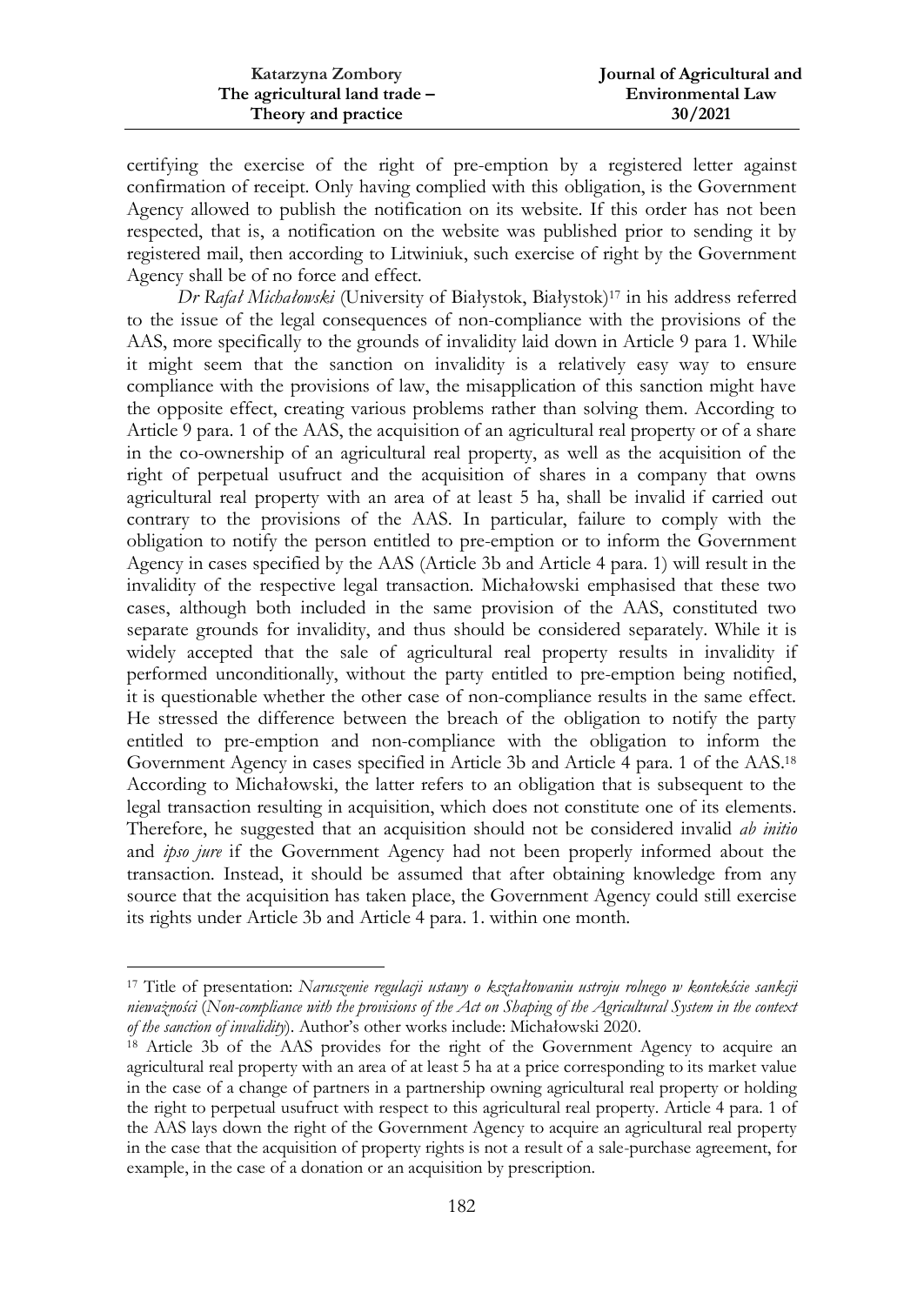certifying the exercise of the right of pre-emption by a registered letter against confirmation of receipt. Only having complied with this obligation, is the Government Agency allowed to publish the notification on its website. If this order has not been respected, that is, a notification on the website was published prior to sending it by registered mail, then according to Litwiniuk, such exercise of right by the Government Agency shall be of no force and effect.

*Dr Rafał Michałowski* (University of Białystok, Białystok)[17] in his address referred to the issue of the legal consequences of non-compliance with the provisions of the AAS, more specifically to the grounds of invalidity laid down in Article 9 para 1. While it might seem that the sanction on invalidity is a relatively easy way to ensure compliance with the provisions of law, the misapplication of this sanction might have the opposite effect, creating various problems rather than solving them. According to Article 9 para. 1 of the AAS, the acquisition of an agricultural real property or of a share in the co-ownership of an agricultural real property, as well as the acquisition of the right of perpetual usufruct and the acquisition of shares in a company that owns agricultural real property with an area of at least 5 ha, shall be invalid if carried out contrary to the provisions of the AAS. In particular, failure to comply with the obligation to notify the person entitled to pre-emption or to inform the Government Agency in cases specified by the AAS (Article 3b and Article 4 para. 1) will result in the invalidity of the respective legal transaction. Michałowski emphasised that these two cases, although both included in the same provision of the AAS, constituted two separate grounds for invalidity, and thus should be considered separately. While it is widely accepted that the sale of agricultural real property results in invalidity if performed unconditionally, without the party entitled to pre-emption being notified, it is questionable whether the other case of non-compliance results in the same effect. He stressed the difference between the breach of the obligation to notify the party entitled to pre-emption and non-compliance with the obligation to inform the Government Agency in cases specified in Article 3b and Article 4 para. 1 of the AAS.[18] According to Michałowski, the latter refers to an obligation that is subsequent to the legal transaction resulting in acquisition, which does not constitute one of its elements. Therefore, he suggested that an acquisition should not be considered invalid *ab initio* and *ipso jure* if the Government Agency had not been properly informed about the transaction. Instead, it should be assumed that after obtaining knowledge from any source that the acquisition has taken place, the Government Agency could still exercise its rights under Article 3b and Article 4 para. 1. within one month.

---

[17] Title of presentation: *Naruszenie regulacji ustawy o kształtowaniu ustroju rolnego w kontekście sankcji nieważności* (*Non-compliance with the provisions of the Act on Shaping of the Agricultural System in the context of the sanction of invalidity*). Author's other works include: Michałowski 2020.

[18] Article 3b of the AAS provides for the right of the Government Agency to acquire an agricultural real property with an area of at least 5 ha at a price corresponding to its market value in the case of a change of partners in a partnership owning agricultural real property or holding the right to perpetual usufruct with respect to this agricultural real property. Article 4 para. 1 of the AAS lays down the right of the Government Agency to acquire an agricultural real property in the case that the acquisition of property rights is not a result of a sale-purchase agreement, for example, in the case of a donation or an acquisition by prescription.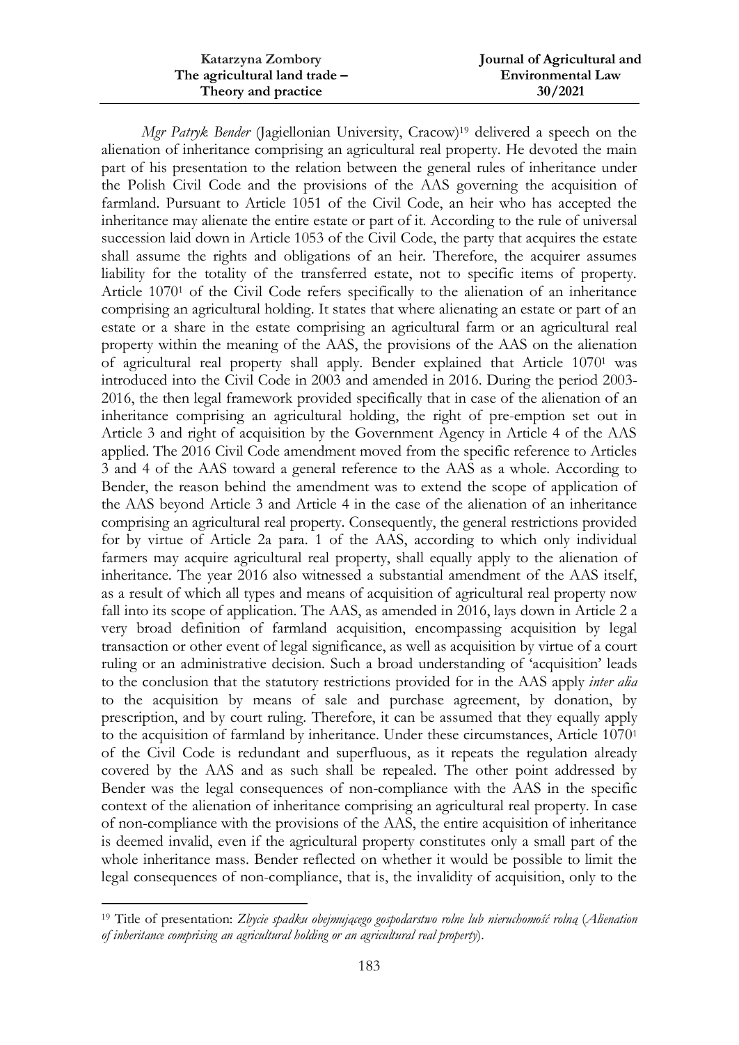*Mgr Patryk Bender* (Jagiellonian University, Cracow)[19] delivered a speech on the alienation of inheritance comprising an agricultural real property. He devoted the main part of his presentation to the relation between the general rules of inheritance under the Polish Civil Code and the provisions of the AAS governing the acquisition of farmland. Pursuant to Article 1051 of the Civil Code, an heir who has accepted the inheritance may alienate the entire estate or part of it. According to the rule of universal succession laid down in Article 1053 of the Civil Code, the party that acquires the estate shall assume the rights and obligations of an heir. Therefore, the acquirer assumes liability for the totality of the transferred estate, not to specific items of property. Article 1070[1] of the Civil Code refers specifically to the alienation of an inheritance comprising an agricultural holding. It states that where alienating an estate or part of an estate or a share in the estate comprising an agricultural farm or an agricultural real property within the meaning of the AAS, the provisions of the AAS on the alienation of agricultural real property shall apply. Bender explained that Article 1070[1] was introduced into the Civil Code in 2003 and amended in 2016. During the period 2003-2016, the then legal framework provided specifically that in case of the alienation of an inheritance comprising an agricultural holding, the right of pre-emption set out in Article 3 and right of acquisition by the Government Agency in Article 4 of the AAS applied. The 2016 Civil Code amendment moved from the specific reference to Articles 3 and 4 of the AAS toward a general reference to the AAS as a whole. According to Bender, the reason behind the amendment was to extend the scope of application of the AAS beyond Article 3 and Article 4 in the case of the alienation of an inheritance comprising an agricultural real property. Consequently, the general restrictions provided for by virtue of Article 2a para. 1 of the AAS, according to which only individual farmers may acquire agricultural real property, shall equally apply to the alienation of inheritance. The year 2016 also witnessed a substantial amendment of the AAS itself, as a result of which all types and means of acquisition of agricultural real property now fall into its scope of application. The AAS, as amended in 2016, lays down in Article 2 a very broad definition of farmland acquisition, encompassing acquisition by legal transaction or other event of legal significance, as well as acquisition by virtue of a court ruling or an administrative decision. Such a broad understanding of 'acquisition' leads to the conclusion that the statutory restrictions provided for in the AAS apply *inter alia* to the acquisition by means of sale and purchase agreement, by donation, by prescription, and by court ruling. Therefore, it can be assumed that they equally apply to the acquisition of farmland by inheritance. Under these circumstances, Article 1070[1] of the Civil Code is redundant and superfluous, as it repeats the regulation already covered by the AAS and as such shall be repealed. The other point addressed by Bender was the legal consequences of non-compliance with the AAS in the specific context of the alienation of inheritance comprising an agricultural real property. In case of non-compliance with the provisions of the AAS, the entire acquisition of inheritance is deemed invalid, even if the agricultural property constitutes only a small part of the whole inheritance mass. Bender reflected on whether it would be possible to limit the legal consequences of non-compliance, that is, the invalidity of acquisition, only to the

---

[19] Title of presentation: *Zbycie spadku obejmującego gospodarstwo rolne lub nieruchomość rolną* (*Alienation of inheritance comprising an agricultural holding or an agricultural real property*).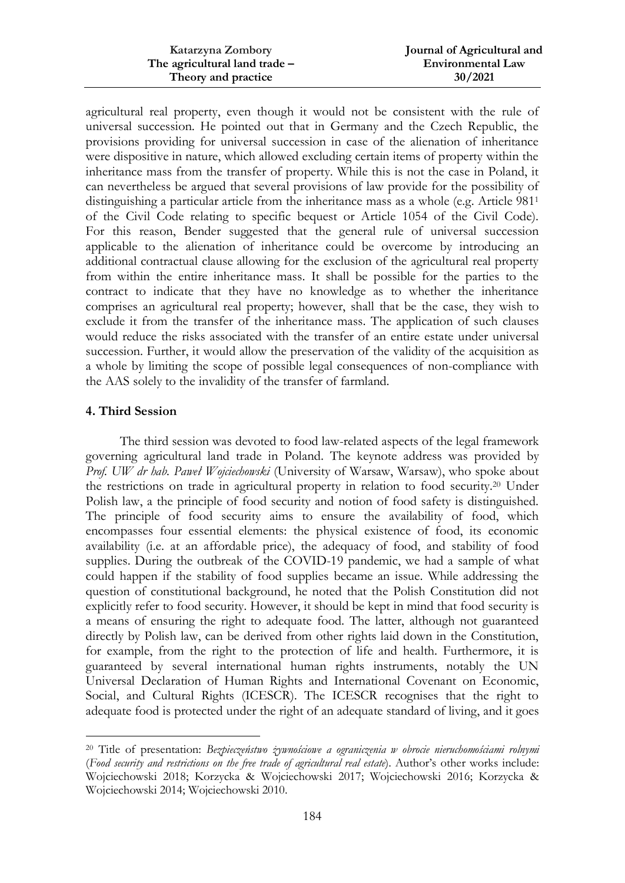agricultural real property, even though it would not be consistent with the rule of universal succession. He pointed out that in Germany and the Czech Republic, the provisions providing for universal succession in case of the alienation of inheritance were dispositive in nature, which allowed excluding certain items of property within the inheritance mass from the transfer of property. While this is not the case in Poland, it can nevertheless be argued that several provisions of law provide for the possibility of distinguishing a particular article from the inheritance mass as a whole (e.g. Article 981[1] of the Civil Code relating to specific bequest or Article 1054 of the Civil Code). For this reason, Bender suggested that the general rule of universal succession applicable to the alienation of inheritance could be overcome by introducing an additional contractual clause allowing for the exclusion of the agricultural real property from within the entire inheritance mass. It shall be possible for the parties to the contract to indicate that they have no knowledge as to whether the inheritance comprises an agricultural real property; however, shall that be the case, they wish to exclude it from the transfer of the inheritance mass. The application of such clauses would reduce the risks associated with the transfer of an entire estate under universal succession. Further, it would allow the preservation of the validity of the acquisition as a whole by limiting the scope of possible legal consequences of non-compliance with the AAS solely to the invalidity of the transfer of farmland.

## 4. Third Session

The third session was devoted to food law-related aspects of the legal framework governing agricultural land trade in Poland. The keynote address was provided by *Prof. UW dr hab. Paweł Wojciechowski* (University of Warsaw, Warsaw), who spoke about the restrictions on trade in agricultural property in relation to food security.[20] Under Polish law, a the principle of food security and notion of food safety is distinguished. The principle of food security aims to ensure the availability of food, which encompasses four essential elements: the physical existence of food, its economic availability (i.e. at an affordable price), the adequacy of food, and stability of food supplies. During the outbreak of the COVID-19 pandemic, we had a sample of what could happen if the stability of food supplies became an issue. While addressing the question of constitutional background, he noted that the Polish Constitution did not explicitly refer to food security. However, it should be kept in mind that food security is a means of ensuring the right to adequate food. The latter, although not guaranteed directly by Polish law, can be derived from other rights laid down in the Constitution, for example, from the right to the protection of life and health. Furthermore, it is guaranteed by several international human rights instruments, notably the UN Universal Declaration of Human Rights and International Covenant on Economic, Social, and Cultural Rights (ICESCR). The ICESCR recognises that the right to adequate food is protected under the right of an adequate standard of living, and it goes

---

[20] Title of presentation: *Bezpieczeństwo żywnościowe a ograniczenia w obrocie nieruchomościami rolnymi* (*Food security and restrictions on the free trade of agricultural real estate*). Author's other works include: Wojciechowski 2018; Korzycka & Wojciechowski 2017; Wojciechowski 2016; Korzycka & Wojciechowski 2014; Wojciechowski 2010.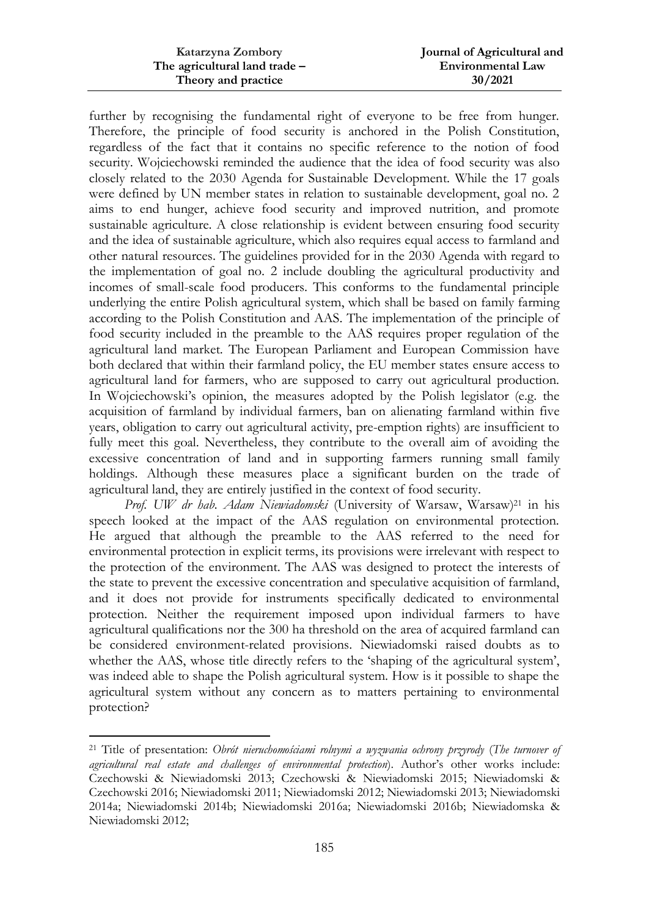further by recognising the fundamental right of everyone to be free from hunger. Therefore, the principle of food security is anchored in the Polish Constitution, regardless of the fact that it contains no specific reference to the notion of food security. Wojciechowski reminded the audience that the idea of food security was also closely related to the 2030 Agenda for Sustainable Development. While the 17 goals were defined by UN member states in relation to sustainable development, goal no. 2 aims to end hunger, achieve food security and improved nutrition, and promote sustainable agriculture. A close relationship is evident between ensuring food security and the idea of sustainable agriculture, which also requires equal access to farmland and other natural resources. The guidelines provided for in the 2030 Agenda with regard to the implementation of goal no. 2 include doubling the agricultural productivity and incomes of small-scale food producers. This conforms to the fundamental principle underlying the entire Polish agricultural system, which shall be based on family farming according to the Polish Constitution and AAS. The implementation of the principle of food security included in the preamble to the AAS requires proper regulation of the agricultural land market. The European Parliament and European Commission have both declared that within their farmland policy, the EU member states ensure access to agricultural land for farmers, who are supposed to carry out agricultural production. In Wojciechowski's opinion, the measures adopted by the Polish legislator (e.g. the acquisition of farmland by individual farmers, ban on alienating farmland within five years, obligation to carry out agricultural activity, pre-emption rights) are insufficient to fully meet this goal. Nevertheless, they contribute to the overall aim of avoiding the excessive concentration of land and in supporting farmers running small family holdings. Although these measures place a significant burden on the trade of agricultural land, they are entirely justified in the context of food security.

*Prof. UW dr hab. Adam Niewiadomski* (University of Warsaw, Warsaw)[21] in his speech looked at the impact of the AAS regulation on environmental protection. He argued that although the preamble to the AAS referred to the need for environmental protection in explicit terms, its provisions were irrelevant with respect to the protection of the environment. The AAS was designed to protect the interests of the state to prevent the excessive concentration and speculative acquisition of farmland, and it does not provide for instruments specifically dedicated to environmental protection. Neither the requirement imposed upon individual farmers to have agricultural qualifications nor the 300 ha threshold on the area of acquired farmland can be considered environment-related provisions. Niewiadomski raised doubts as to whether the AAS, whose title directly refers to the 'shaping of the agricultural system', was indeed able to shape the Polish agricultural system. How is it possible to shape the agricultural system without any concern as to matters pertaining to environmental protection?

---

[21] Title of presentation: *Obrót nieruchomościami rolnymi a wyzwania ochrony przyrody* (*The turnover of agricultural real estate and challenges of environmental protection*). Author's other works include: Czechowski & Niewiadomski 2013; Czechowski & Niewiadomski 2015; Niewiadomski & Czechowski 2016; Niewiadomski 2011; Niewiadomski 2012; Niewiadomski 2013; Niewiadomski 2014a; Niewiadomski 2014b; Niewiadomski 2016a; Niewiadomski 2016b; Niewiadomska & Niewiadomski 2012;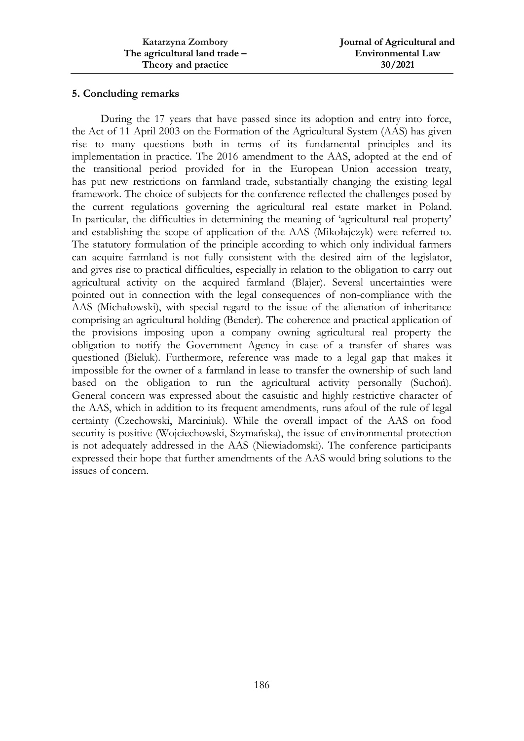## 5. Concluding remarks

During the 17 years that have passed since its adoption and entry into force, the Act of 11 April 2003 on the Formation of the Agricultural System (AAS) has given rise to many questions both in terms of its fundamental principles and its implementation in practice. The 2016 amendment to the AAS, adopted at the end of the transitional period provided for in the European Union accession treaty, has put new restrictions on farmland trade, substantially changing the existing legal framework. The choice of subjects for the conference reflected the challenges posed by the current regulations governing the agricultural real estate market in Poland. In particular, the difficulties in determining the meaning of 'agricultural real property' and establishing the scope of application of the AAS (Mikołajczyk) were referred to. The statutory formulation of the principle according to which only individual farmers can acquire farmland is not fully consistent with the desired aim of the legislator, and gives rise to practical difficulties, especially in relation to the obligation to carry out agricultural activity on the acquired farmland (Blajer). Several uncertainties were pointed out in connection with the legal consequences of non-compliance with the AAS (Michałowski), with special regard to the issue of the alienation of inheritance comprising an agricultural holding (Bender). The coherence and practical application of the provisions imposing upon a company owning agricultural real property the obligation to notify the Government Agency in case of a transfer of shares was questioned (Bieluk). Furthermore, reference was made to a legal gap that makes it impossible for the owner of a farmland in lease to transfer the ownership of such land based on the obligation to run the agricultural activity personally (Suchoń). General concern was expressed about the casuistic and highly restrictive character of the AAS, which in addition to its frequent amendments, runs afoul of the rule of legal certainty (Czechowski, Marciniuk). While the overall impact of the AAS on food security is positive (Wojciechowski, Szymańska), the issue of environmental protection is not adequately addressed in the AAS (Niewiadomski). The conference participants expressed their hope that further amendments of the AAS would bring solutions to the issues of concern.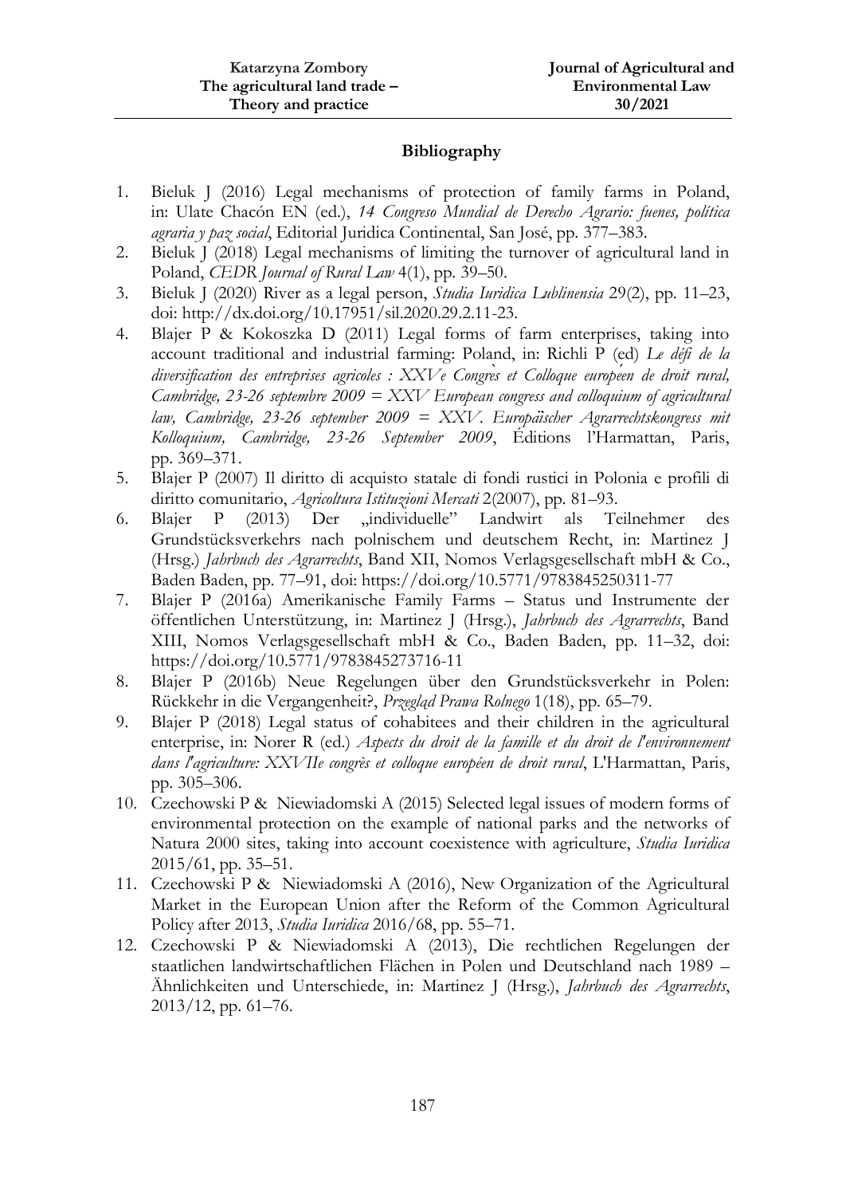## Bibliography

1. Bieluk J (2016) Legal mechanisms of protection of family farms in Poland, in: Ulate Chacón EN (ed.), *14 Congreso Mundial de Derecho Agrario: fuenes, política agraria y paz social*, Editorial Juridica Continental, San José, pp. 377–383.
2. Bieluk J (2018) Legal mechanisms of limiting the turnover of agricultural land in Poland, *CEDR Journal of Rural Law* 4(1), pp. 39–50.
3. Bieluk J (2020) River as a legal person, *Studia Iuridica Lublinensia* 29(2), pp. 11–23, doi: http://dx.doi.org/10.17951/sil.2020.29.2.11-23.
4. Blajer P & Kokoszka D (2011) Legal forms of farm enterprises, taking into account traditional and industrial farming: Poland, in: Richli P (ed) *Le défi de la diversification des entreprises agricoles : XXVe Congrès et Colloque européen de droit rural, Cambridge, 23-26 septembre 2009 = XXV European congress and colloquium of agricultural law, Cambridge, 23-26 september 2009 = XXV. Europäischer Agrarrechtskongress mit Kolloquium, Cambridge, 23-26 September 2009*, Éditions l'Harmattan, Paris, pp. 369–371.
5. Blajer P (2007) Il diritto di acquisto statale di fondi rustici in Polonia e profili di diritto comunitario, *Agricoltura Istituzioni Mercati* 2(2007), pp. 81–93.
6. Blajer P (2013) Der „individuelle" Landwirt als Teilnehmer des Grundstücksverkehrs nach polnischem und deutschem Recht, in: Martinez J (Hrsg.) *Jahrbuch des Agrarrechts*, Band XII, Nomos Verlagsgesellschaft mbH & Co., Baden Baden, pp. 77–91, doi: https://doi.org/10.5771/9783845250311-77
7. Blajer P (2016a) Amerikanische Family Farms – Status und Instrumente der öffentlichen Unterstützung, in: Martinez J (Hrsg.), *Jahrbuch des Agrarrechts*, Band XIII, Nomos Verlagsgesellschaft mbH & Co., Baden Baden, pp. 11–32, doi: https://doi.org/10.5771/9783845273716-11
8. Blajer P (2016b) Neue Regelungen über den Grundstücksverkehr in Polen: Rückkehr in die Vergangenheit?, *Przegląd Prawa Rolnego* 1(18), pp. 65–79.
9. Blajer P (2018) Legal status of cohabitees and their children in the agricultural enterprise, in: Norer R (ed.) *Aspects du droit de la famille et du droit de l'environnement dans l'agriculture: XXVIIe congrès et colloque européen de droit rural*, L'Harmattan, Paris, pp. 305–306.
10. Czechowski P & Niewiadomski A (2015) Selected legal issues of modern forms of environmental protection on the example of national parks and the networks of Natura 2000 sites, taking into account coexistence with agriculture, *Studia Iuridica* 2015/61, pp. 35–51.
11. Czechowski P & Niewiadomski A (2016), New Organization of the Agricultural Market in the European Union after the Reform of the Common Agricultural Policy after 2013, *Studia Iuridica* 2016/68, pp. 55–71.
12. Czechowski P & Niewiadomski A (2013), Die rechtlichen Regelungen der staatlichen landwirtschaftlichen Flächen in Polen und Deutschland nach 1989 – Ähnlichkeiten und Unterschiede, in: Martinez J (Hrsg.), *Jahrbuch des Agrarrechts*, 2013/12, pp. 61–76.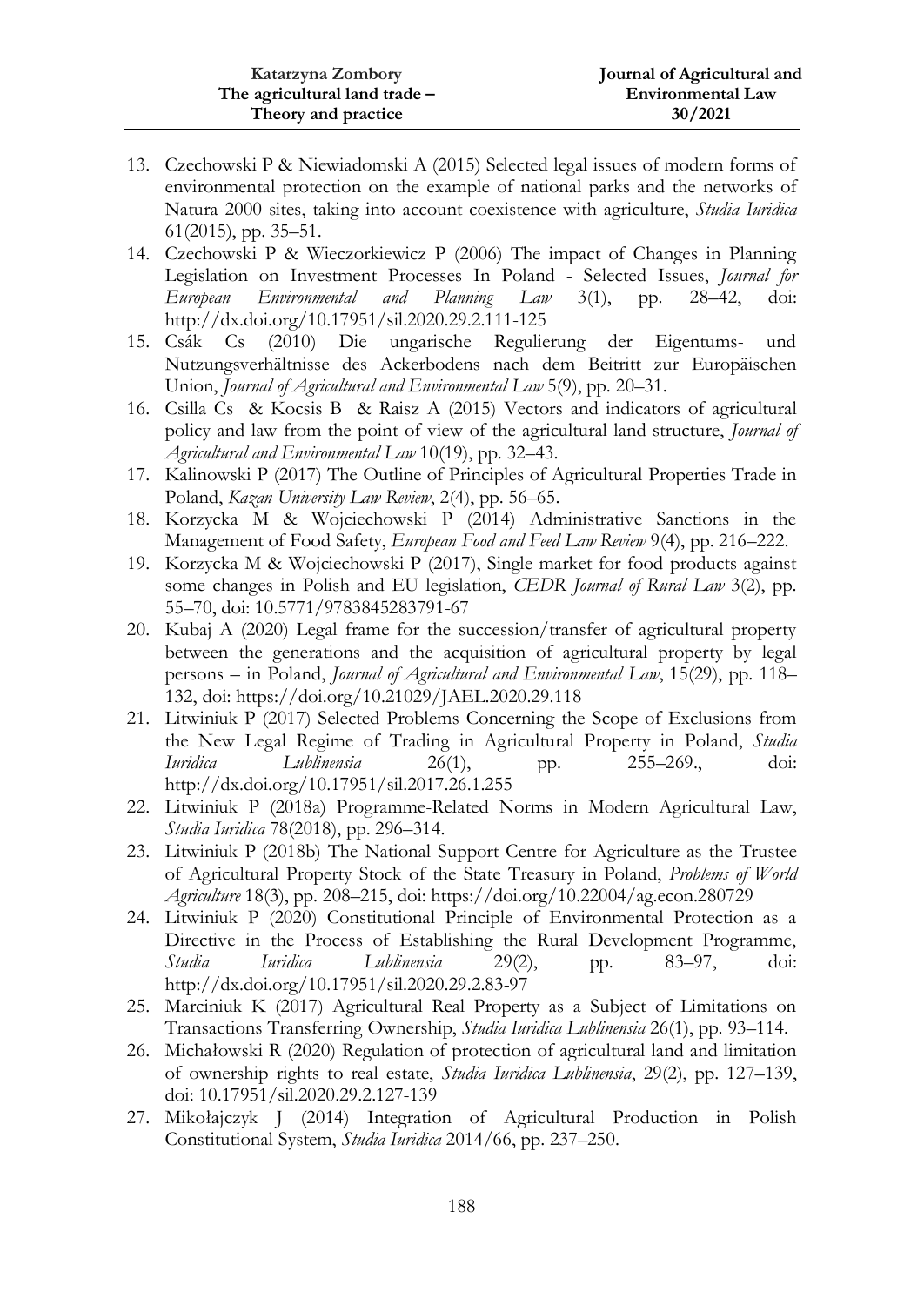13. Czechowski P & Niewiadomski A (2015) Selected legal issues of modern forms of environmental protection on the example of national parks and the networks of Natura 2000 sites, taking into account coexistence with agriculture, *Studia Iuridica* 61(2015), pp. 35–51.
14. Czechowski P & Wieczorkiewicz P (2006) The impact of Changes in Planning Legislation on Investment Processes In Poland - Selected Issues, *Journal for European Environmental and Planning Law* 3(1), pp. 28–42, doi: http://dx.doi.org/10.17951/sil.2020.29.2.111-125
15. Csák Cs (2010) Die ungarische Regulierung der Eigentums- und Nutzungsverhältnisse des Ackerbodens nach dem Beitritt zur Europäischen Union, *Journal of Agricultural and Environmental Law* 5(9), pp. 20–31.
16. Csilla Cs & Kocsis B & Raisz A (2015) Vectors and indicators of agricultural policy and law from the point of view of the agricultural land structure, *Journal of Agricultural and Environmental Law* 10(19), pp. 32–43.
17. Kalinowski P (2017) The Outline of Principles of Agricultural Properties Trade in Poland, *Kazan University Law Review*, 2(4), pp. 56–65.
18. Korzycka M & Wojciechowski P (2014) Administrative Sanctions in the Management of Food Safety, *European Food and Feed Law Review* 9(4), pp. 216–222.
19. Korzycka M & Wojciechowski P (2017), Single market for food products against some changes in Polish and EU legislation, *CEDR Journal of Rural Law* 3(2), pp. 55–70, doi: 10.5771/9783845283791-67
20. Kubaj A (2020) Legal frame for the succession/transfer of agricultural property between the generations and the acquisition of agricultural property by legal persons – in Poland, *Journal of Agricultural and Environmental Law*, 15(29), pp. 118–132, doi: https://doi.org/10.21029/JAEL.2020.29.118
21. Litwiniuk P (2017) Selected Problems Concerning the Scope of Exclusions from the New Legal Regime of Trading in Agricultural Property in Poland, *Studia Iuridica Lublinensia* 26(1), pp. 255–269., doi: http://dx.doi.org/10.17951/sil.2017.26.1.255
22. Litwiniuk P (2018a) Programme-Related Norms in Modern Agricultural Law, *Studia Iuridica* 78(2018), pp. 296–314.
23. Litwiniuk P (2018b) The National Support Centre for Agriculture as the Trustee of Agricultural Property Stock of the State Treasury in Poland, *Problems of World Agriculture* 18(3), pp. 208–215, doi: https://doi.org/10.22004/ag.econ.280729
24. Litwiniuk P (2020) Constitutional Principle of Environmental Protection as a Directive in the Process of Establishing the Rural Development Programme, *Studia Iuridica Lublinensia* 29(2), pp. 83–97, doi: http://dx.doi.org/10.17951/sil.2020.29.2.83-97
25. Marciniuk K (2017) Agricultural Real Property as a Subject of Limitations on Transactions Transferring Ownership, *Studia Iuridica Lublinensia* 26(1), pp. 93–114.
26. Michałowski R (2020) Regulation of protection of agricultural land and limitation of ownership rights to real estate, *Studia Iuridica Lublinensia*, 29(2), pp. 127–139, doi: 10.17951/sil.2020.29.2.127-139
27. Mikołajczyk J (2014) Integration of Agricultural Production in Polish Constitutional System, *Studia Iuridica* 2014/66, pp. 237–250.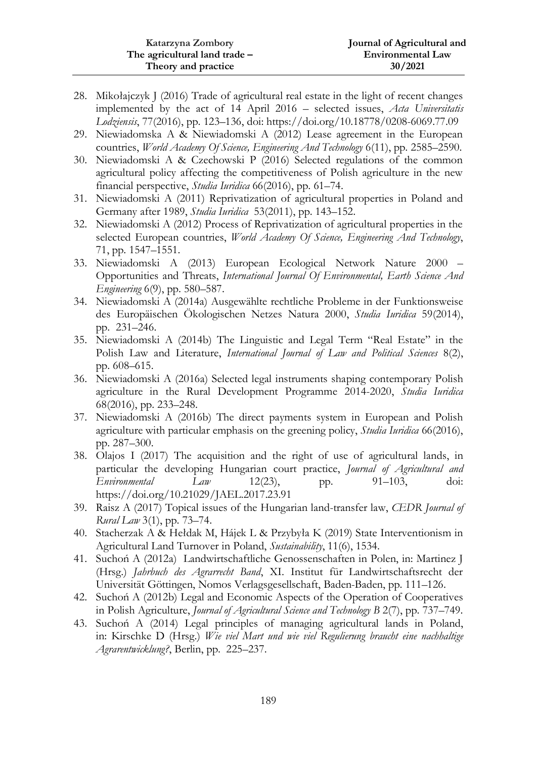28. Mikołajczyk J (2016) Trade of agricultural real estate in the light of recent changes implemented by the act of 14 April 2016 – selected issues, *Acta Universitatis Lodziensis*, 77(2016), pp. 123–136, doi: https://doi.org/10.18778/0208-6069.77.09
29. Niewiadomska A & Niewiadomski A (2012) Lease agreement in the European countries, *World Academy Of Science, Engineering And Technology* 6(11), pp. 2585–2590.
30. Niewiadomski A & Czechowski P (2016) Selected regulations of the common agricultural policy affecting the competitiveness of Polish agriculture in the new financial perspective, *Studia Iuridica* 66(2016), pp. 61–74.
31. Niewiadomski A (2011) Reprivatization of agricultural properties in Poland and Germany after 1989, *Studia Iuridica* 53(2011), pp. 143–152.
32. Niewiadomski A (2012) Process of Reprivatization of agricultural properties in the selected European countries, *World Academy Of Science, Engineering And Technology*, 71, pp. 1547–1551.
33. Niewiadomski A (2013) European Ecological Network Nature 2000 – Opportunities and Threats, *International Journal Of Environmental, Earth Science And Engineering* 6(9), pp. 580–587.
34. Niewiadomski A (2014a) Ausgewählte rechtliche Probleme in der Funktionsweise des Europäischen Ökologischen Netzes Natura 2000, *Studia Iuridica* 59(2014), pp. 231–246.
35. Niewiadomski A (2014b) The Linguistic and Legal Term "Real Estate" in the Polish Law and Literature, *International Journal of Law and Political Sciences* 8(2), pp. 608–615.
36. Niewiadomski A (2016a) Selected legal instruments shaping contemporary Polish agriculture in the Rural Development Programme 2014-2020, *Studia Iuridica* 68(2016), pp. 233–248.
37. Niewiadomski A (2016b) The direct payments system in European and Polish agriculture with particular emphasis on the greening policy, *Studia Iuridica* 66(2016), pp. 287–300.
38. Olajos I (2017) The acquisition and the right of use of agricultural lands, in particular the developing Hungarian court practice, *Journal of Agricultural and Environmental Law* 12(23), pp. 91–103, doi: https://doi.org/10.21029/JAEL.2017.23.91
39. Raisz A (2017) Topical issues of the Hungarian land-transfer law, *CEDR Journal of Rural Law* 3(1), pp. 73–74.
40. Stacherzak A & Hełdak M, Hájek L & Przybyła K (2019) State Interventionism in Agricultural Land Turnover in Poland, *Sustainability*, 11(6), 1534.
41. Suchoń A (2012a) Landwirtschaftliche Genossenschaften in Polen, in: Martinez J (Hrsg.) *Jahrbuch des Agrarrecht Band*, XI. Institut für Landwirtschaftsrecht der Universität Göttingen, Nomos Verlagsgesellschaft, Baden-Baden, pp. 111–126.
42. Suchoń A (2012b) Legal and Economic Aspects of the Operation of Cooperatives in Polish Agriculture, *Journal of Agricultural Science and Technology B* 2(7), pp. 737–749.
43. Suchoń A (2014) Legal principles of managing agricultural lands in Poland, in: Kirschke D (Hrsg.) *Wie viel Mart und wie viel Regulierung braucht eine nachhaltige Agrarentwicklung?*, Berlin, pp. 225–237.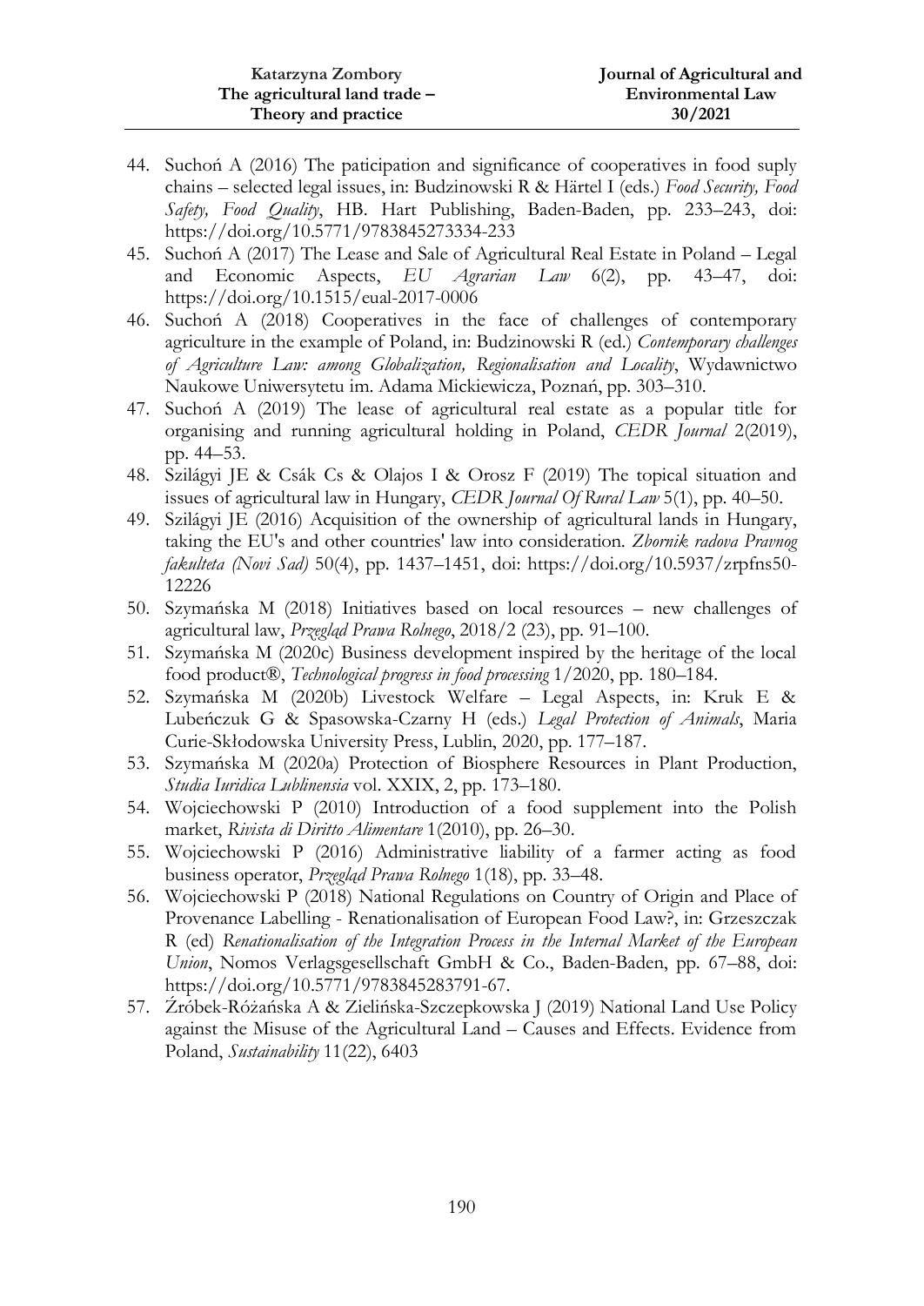44. Suchoń A (2016) The paticipation and significance of cooperatives in food suply chains – selected legal issues, in: Budzinowski R & Härtel I (eds.) *Food Security, Food Safety, Food Quality*, HB. Hart Publishing, Baden-Baden, pp. 233–243, doi: https://doi.org/10.5771/9783845273334-233
45. Suchoń A (2017) The Lease and Sale of Agricultural Real Estate in Poland – Legal and Economic Aspects, *EU Agrarian Law* 6(2), pp. 43–47, doi: https://doi.org/10.1515/eual-2017-0006
46. Suchoń A (2018) Cooperatives in the face of challenges of contemporary agriculture in the example of Poland, in: Budzinowski R (ed.) *Contemporary challenges of Agriculture Law: among Globalization, Regionalisation and Locality*, Wydawnictwo Naukowe Uniwersytetu im. Adama Mickiewicza, Poznań, pp. 303–310.
47. Suchoń A (2019) The lease of agricultural real estate as a popular title for organising and running agricultural holding in Poland, *CEDR Journal* 2(2019), pp. 44–53.
48. Szilágyi JE & Csák Cs & Olajos I & Orosz F (2019) The topical situation and issues of agricultural law in Hungary, *CEDR Journal Of Rural Law* 5(1), pp. 40–50.
49. Szilágyi JE (2016) Acquisition of the ownership of agricultural lands in Hungary, taking the EU's and other countries' law into consideration. *Zbornik radova Pravnog fakulteta (Novi Sad)* 50(4), pp. 1437–1451, doi: https://doi.org/10.5937/zrpfns50-12226
50. Szymańska M (2018) Initiatives based on local resources – new challenges of agricultural law, *Przegląd Prawa Rolnego*, 2018/2 (23), pp. 91–100.
51. Szymańska M (2020c) Business development inspired by the heritage of the local food product®, *Technological progress in food processing* 1/2020, pp. 180–184.
52. Szymańska M (2020b) Livestock Welfare – Legal Aspects, in: Kruk E & Lubeńczuk G & Spasowska-Czarny H (eds.) *Legal Protection of Animals*, Maria Curie-Skłodowska University Press, Lublin, 2020, pp. 177–187.
53. Szymańska M (2020a) Protection of Biosphere Resources in Plant Production, *Studia Iuridica Lublinensia* vol. XXIX, 2, pp. 173–180.
54. Wojciechowski P (2010) Introduction of a food supplement into the Polish market, *Rivista di Diritto Alimentare* 1(2010), pp. 26–30.
55. Wojciechowski P (2016) Administrative liability of a farmer acting as food business operator, *Przegląd Prawa Rolnego* 1(18), pp. 33–48.
56. Wojciechowski P (2018) National Regulations on Country of Origin and Place of Provenance Labelling - Renationalisation of European Food Law?, in: Grzeszczak R (ed) *Renationalisation of the Integration Process in the Internal Market of the European Union*, Nomos Verlagsgesellschaft GmbH & Co., Baden-Baden, pp. 67–88, doi: https://doi.org/10.5771/9783845283791-67.
57. Źróbek-Różańska A & Zielińska-Szczepkowska J (2019) National Land Use Policy against the Misuse of the Agricultural Land – Causes and Effects. Evidence from Poland, *Sustainability* 11(22), 6403